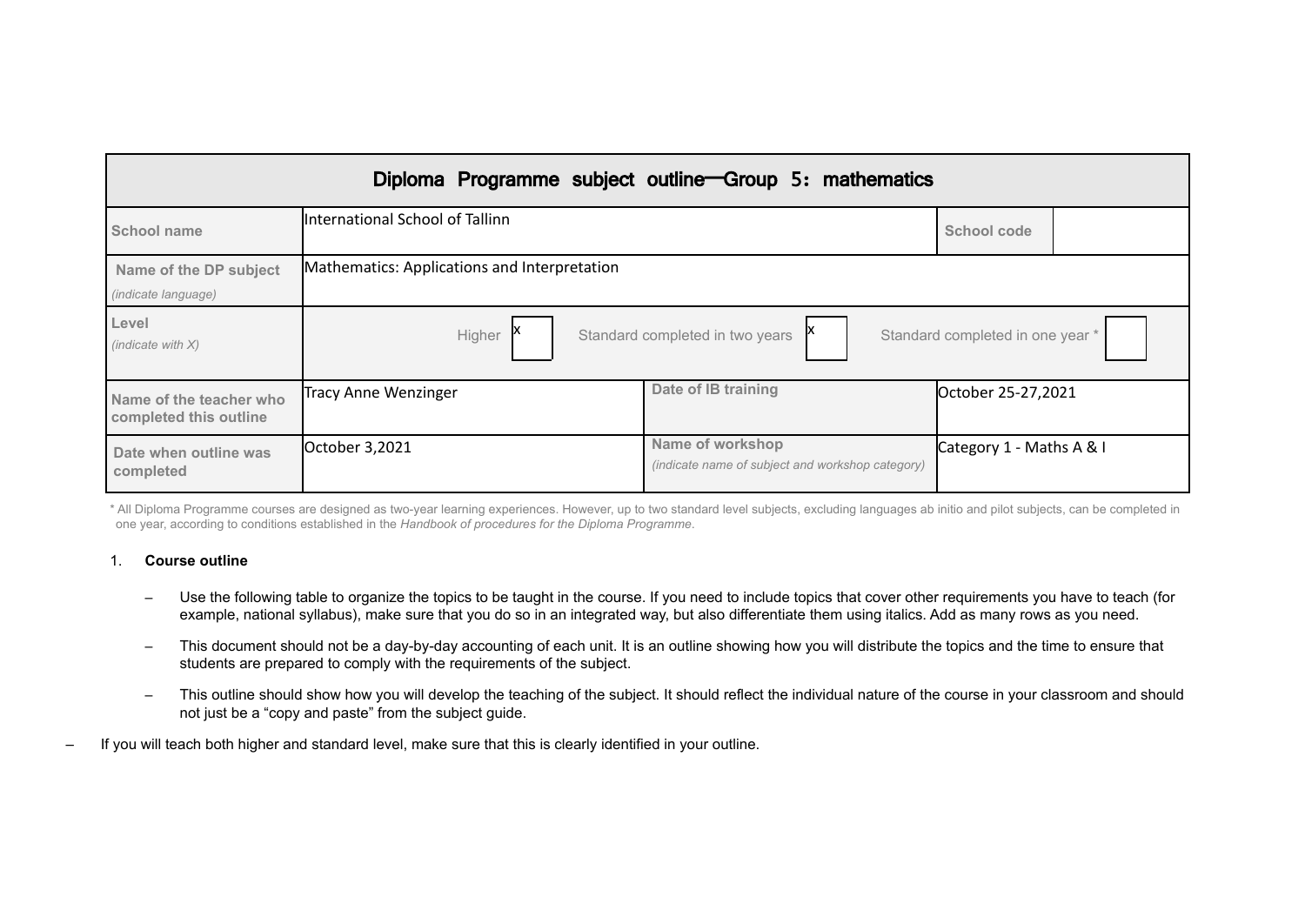| Diploma Programme subject outline—Group 5: mathematics | | | | |
|---|---|---|---|---|
| School name | International School of Tallinn | | School code | |
| Name of the DP subject *(indicate language)* | Mathematics: Applications and Interpretation | | | |
| Level *(indicate with X)* | Higher [x] | Standard completed in two years [x] | Standard completed in one year * [ ] | |
| Name of the teacher who completed this outline | Tracy Anne Wenzinger | Date of IB training | October 25-27,2021 | |
| Date when outline was completed | October 3,2021 | Name of workshop *(indicate name of subject and workshop category)* | Category 1 - Maths A & I | |

\* All Diploma Programme courses are designed as two-year learning experiences. However, up to two standard level subjects, excluding languages ab initio and pilot subjects, can be completed in one year, according to conditions established in the *Handbook of procedures for the Diploma Programme*.

1. **Course outline**

   – Use the following table to organize the topics to be taught in the course. If you need to include topics that cover other requirements you have to teach (for example, national syllabus), make sure that you do so in an integrated way, but also differentiate them using italics. Add as many rows as you need.

   – This document should not be a day-by-day accounting of each unit. It is an outline showing how you will distribute the topics and the time to ensure that students are prepared to comply with the requirements of the subject.

   – This outline should show how you will develop the teaching of the subject. It should reflect the individual nature of the course in your classroom and should not just be a "copy and paste" from the subject guide.

– If you will teach both higher and standard level, make sure that this is clearly identified in your outline.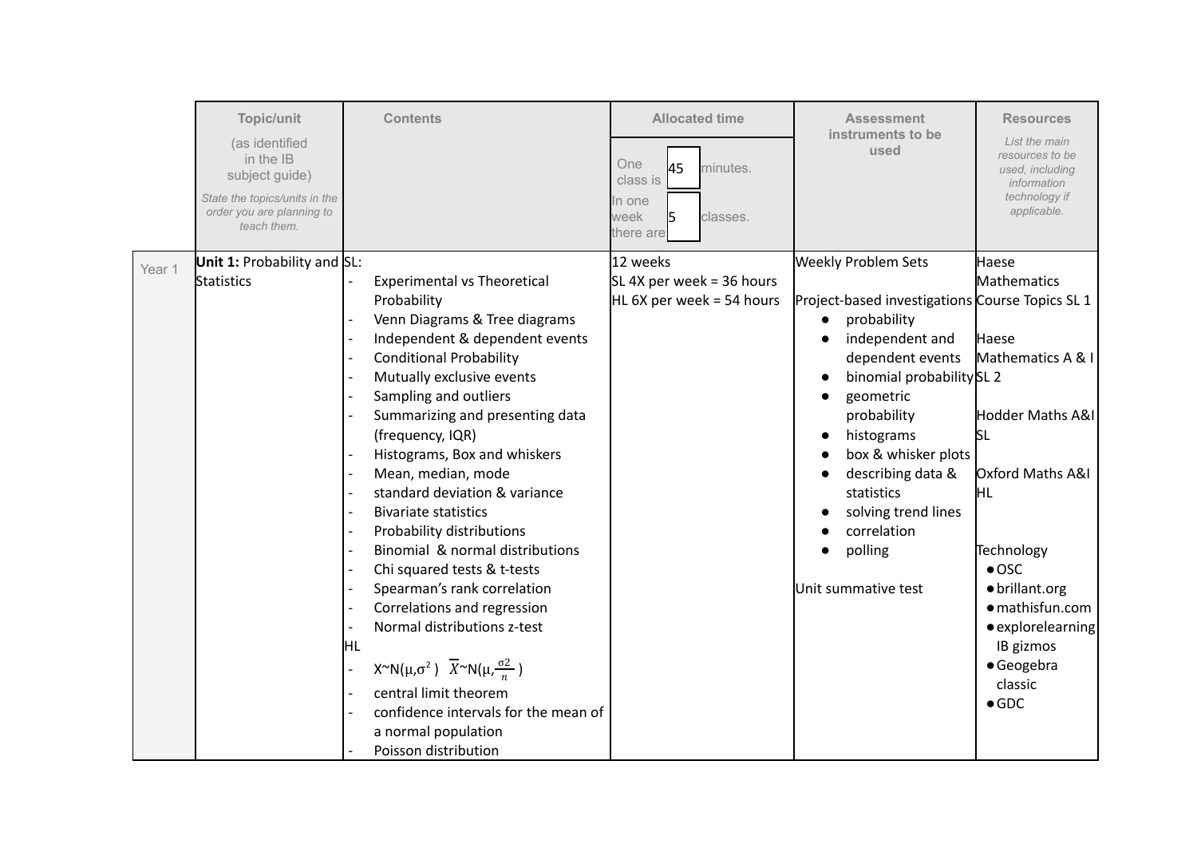| | Topic/unit (as identified in the IB subject guide) *State the topics/units in the order you are planning to teach them.* | Contents | Allocated time | Assessment instruments to be used | Resources *List the main resources to be used, including information technology if applicable.* |
|---|---|---|---|---|---|
| | | | One class is 45 minutes. In one week there are 5 classes. | | |
| Year 1 | **Unit 1:** Probability and Statistics | SL:<br>- Experimental vs Theoretical Probability<br>- Venn Diagrams & Tree diagrams<br>- Independent & dependent events<br>- Conditional Probability<br>- Mutually exclusive events<br>- Sampling and outliers<br>- Summarizing and presenting data (frequency, IQR)<br>- Histograms, Box and whiskers<br>- Mean, median, mode<br>- standard deviation & variance<br>- Bivariate statistics<br>- Probability distributions<br>- Binomial & normal distributions<br>- Chi squared tests & t-tests<br>- Spearman's rank correlation<br>- Correlations and regression<br>- Normal distributions z-test<br>HL<br>- $X \sim N(\mu, \sigma^2)$ $\overline{X} \sim N(\mu, \frac{\sigma^2}{n})$<br>- central limit theorem<br>- confidence intervals for the mean of a normal population<br>- Poisson distribution | 12 weeks<br>SL 4X per week = 36 hours<br>HL 6X per week = 54 hours | Weekly Problem Sets<br><br>Project-based investigations<br>• probability<br>• independent and dependent events<br>• binomial probability<br>• geometric probability<br>• histograms<br>• box & whisker plots<br>• describing data & statistics<br>• solving trend lines<br>• correlation<br>• polling<br><br>Unit summative test | Haese Mathematics Course Topics SL 1<br><br>Haese Mathematics A & I SL 2<br><br>Hodder Maths A&I SL<br><br>Oxford Maths A&I HL<br><br>Technology<br>• OSC<br>• brillant.org<br>• mathisfun.com<br>• explorelearning IB gizmos<br>• Geogebra classic<br>• GDC |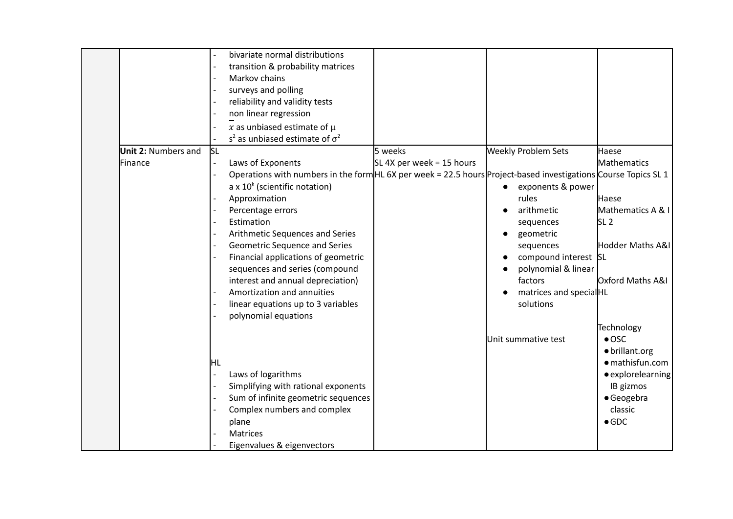| | | | | | |
|---|---|---|---|---|---|
| | | - bivariate normal distributions<br>- transition & probability matrices<br>- Markov chains<br>- surveys and polling<br>- reliability and validity tests<br>- non linear regression<br>- $\bar{x}$ as unbiased estimate of $\mu$<br>- $s^2$ as unbiased estimate of $\sigma^2$ | | | |
| | **Unit 2:** Numbers and Finance | SL<br>- Laws of Exponents<br>- Operations with numbers in the form $a \times 10^k$ (scientific notation)<br>- Approximation<br>- Percentage errors<br>- Estimation<br>- Arithmetic Sequences and Series<br>- Geometric Sequence and Series<br>- Financial applications of geometric sequences and series (compound interest and annual depreciation)<br>- Amortization and annuities<br>- linear equations up to 3 variables<br>- polynomial equations<br><br>HL<br>- Laws of logarithms<br>- Simplifying with rational exponents<br>- Sum of infinite geometric sequences<br>- Complex numbers and complex plane<br>- Matrices<br>- Eigenvalues & eigenvectors | 5 weeks<br>SL 4X per week = 15 hours<br>HL 6X per week = 22.5 hours | Weekly Problem Sets<br>Project-based investigations<br>• exponents & power rules<br>• arithmetic sequences<br>• geometric sequences<br>• compound interest<br>• polynomial & linear factors<br>• matrices and special solutions<br><br>Unit summative test | Haese Mathematics Course Topics SL 1<br><br>Haese Mathematics A & I SL 2<br><br>Hodder Maths A&I SL<br><br>Oxford Maths A&I HL<br><br>Technology<br>• OSC<br>• brillant.org<br>• mathisfun.com<br>• explorelearning IB gizmos<br>• Geogebra classic<br>• GDC |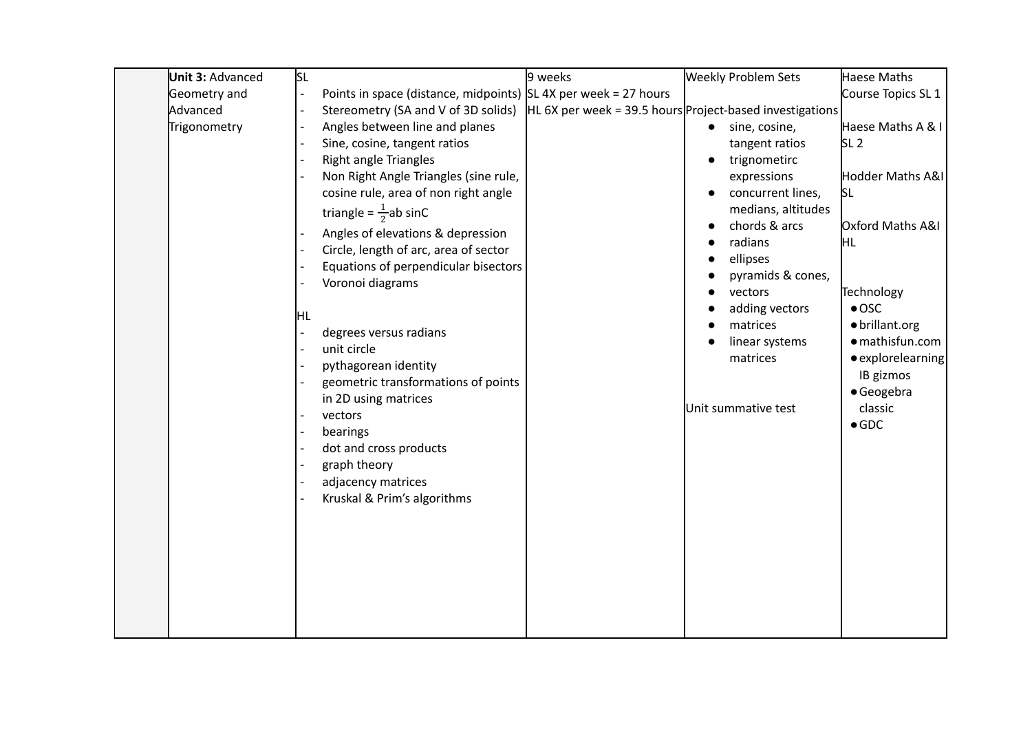| | **Unit 3:** Advanced Geometry and Advanced Trigonometry | SL<br>- Points in space (distance, midpoints)<br>- Stereometry (SA and V of 3D solids)<br>- Angles between line and planes<br>- Sine, cosine, tangent ratios<br>- Right angle Triangles<br>- Non Right Angle Triangles (sine rule, cosine rule, area of non right angle triangle = $\frac{1}{2}$ab sinC<br>- Angles of elevations & depression<br>- Circle, length of arc, area of sector<br>- Equations of perpendicular bisectors<br>- Voronoi diagrams<br><br>HL<br>- degrees versus radians<br>- unit circle<br>- pythagorean identity<br>- geometric transformations of points in 2D using matrices<br>- vectors<br>- bearings<br>- dot and cross products<br>- graph theory<br>- adjacency matrices<br>- Kruskal & Prim's algorithms | 9 weeks<br>SL 4X per week = 27 hours<br>HL 6X per week = 39.5 hours | Weekly Problem Sets<br>Project-based investigations<br>● sine, cosine, tangent ratios<br>● trignometirc expressions<br>● concurrent lines, medians, altitudes<br>● chords & arcs<br>● radians<br>● ellipses<br>● pyramids & cones,<br>● vectors<br>● adding vectors<br>● matrices<br>● linear systems matrices<br><br>Unit summative test | Haese Maths Course Topics SL 1<br><br>Haese Maths A & I SL 2<br><br>Hodder Maths A&I SL<br><br>Oxford Maths A&I HL<br><br>Technology<br>● OSC<br>● brillant.org<br>● mathisfun.com<br>● explorelearning IB gizmos<br>● Geogebra classic<br>● GDC |
|---|---|---|---|---|---|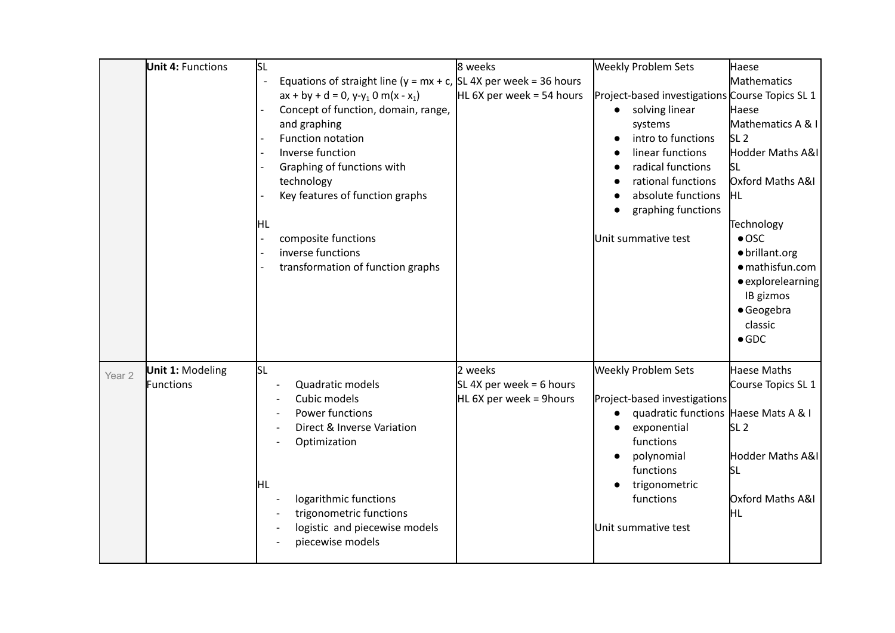| | Unit 4: Functions | SL<br>- Equations of straight line ($y = mx + c$, $ax + by + d = 0$, $y\text{-}y_1$ 0 $m(x - x_1)$<br>- Concept of function, domain, range, and graphing<br>- Function notation<br>- Inverse function<br>- Graphing of functions with technology<br>- Key features of function graphs<br><br>HL<br>- composite functions<br>- inverse functions<br>- transformation of function graphs | 8 weeks<br>SL 4X per week = 36 hours<br>HL 6X per week = 54 hours | Weekly Problem Sets<br><br>Project-based investigations<br>● solving linear systems<br>● intro to functions<br>● linear functions<br>● radical functions<br>● rational functions<br>● absolute functions<br>● graphing functions<br><br>Unit summative test | Haese Mathematics Course Topics SL 1<br>Haese Mathematics A & I SL 2<br>Hodder Maths A&I SL<br>Oxford Maths A&I HL<br><br>Technology<br>● OSC<br>● brillant.org<br>● mathisfun.com<br>● explorelearning IB gizmos<br>● Geogebra classic<br>● GDC |
|---|---|---|---|---|---|
| Year 2 | Unit 1: Modeling Functions | SL<br>- Quadratic models<br>- Cubic models<br>- Power functions<br>- Direct & Inverse Variation<br>- Optimization<br><br>HL<br>- logarithmic functions<br>- trigonometric functions<br>- logistic and piecewise models<br>- piecewise models | 2 weeks<br>SL 4X per week = 6 hours<br>HL 6X per week = 9hours | Weekly Problem Sets<br><br>Project-based investigations<br>● quadratic functions<br>● exponential functions<br>● polynomial functions<br>● trigonometric functions<br><br>Unit summative test | Haese Maths Course Topics SL 1<br><br>Haese Mats A & I SL 2<br><br>Hodder Maths A&I SL<br><br>Oxford Maths A&I HL |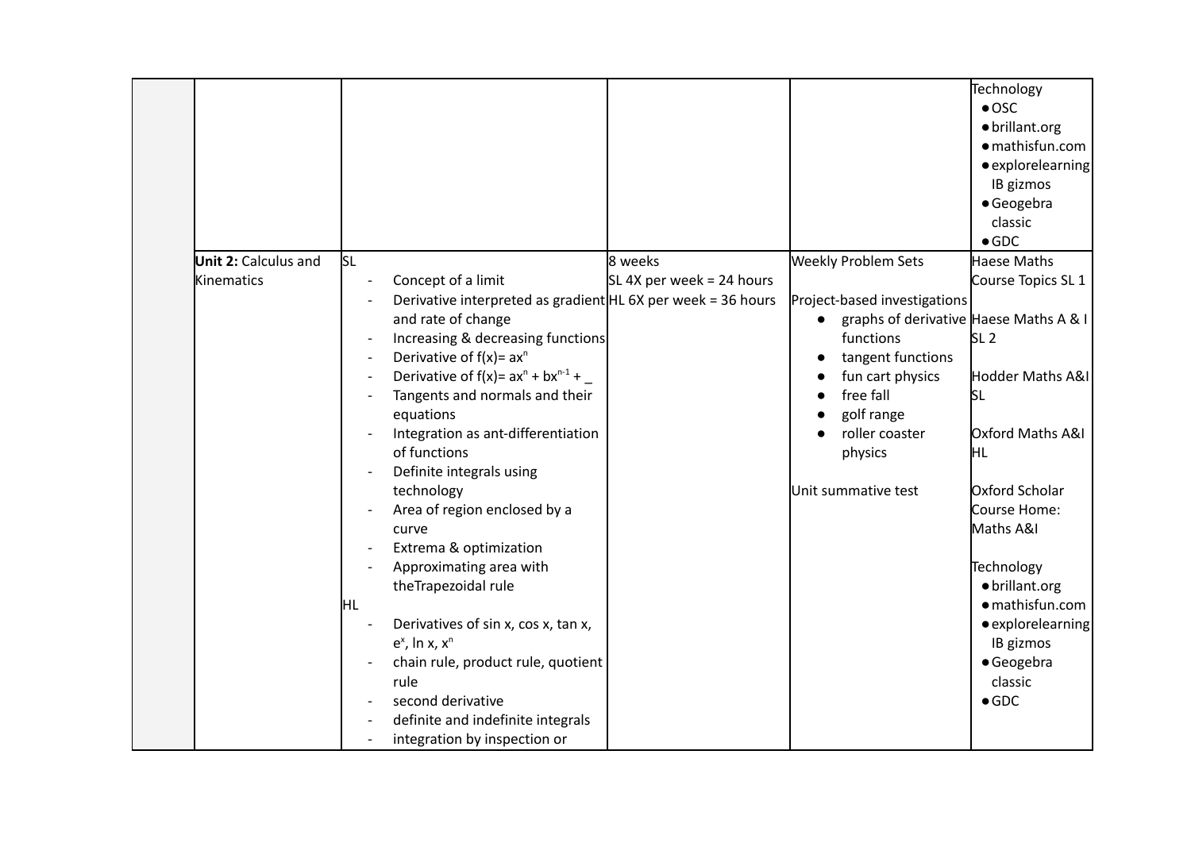| | | | | | |
|---|---|---|---|---|---|
| | | | | | Technology<br>● OSC<br>● brillant.org<br>● mathisfun.com<br>● explorelearning IB gizmos<br>● Geogebra classic<br>● GDC |
| | **Unit 2:** Calculus and Kinematics | SL<br>- Concept of a limit<br>- Derivative interpreted as gradient and rate of change<br>- Increasing & decreasing functions<br>- Derivative of $f(x)= ax^n$<br>- Derivative of $f(x)= ax^n + bx^{n-1} + \_$<br>- Tangents and normals and their equations<br>- Integration as ant-differentiation of functions<br>- Definite integrals using technology<br>- Area of region enclosed by a curve<br>- Extrema & optimization<br>- Approximating area with theTrapezoidal rule<br><br>HL<br>- Derivatives of sin x, cos x, tan x, $e^x$, ln x, $x^n$<br>- chain rule, product rule, quotient rule<br>- second derivative<br>- definite and indefinite integrals<br>- integration by inspection or | 8 weeks<br>SL 4X per week = 24 hours<br>HL 6X per week = 36 hours | Weekly Problem Sets<br><br>Project-based investigations<br>● graphs of derivative functions<br>● tangent functions<br>● fun cart physics<br>● free fall<br>● golf range<br>● roller coaster physics<br><br>Unit summative test | Haese Maths Course Topics SL 1<br><br>Haese Maths A & I SL 2<br><br>Hodder Maths A&I SL<br><br>Oxford Maths A&I HL<br><br>Oxford Scholar Course Home: Maths A&I<br><br>Technology<br>● brillant.org<br>● mathisfun.com<br>● explorelearning IB gizmos<br>● Geogebra classic<br>● GDC |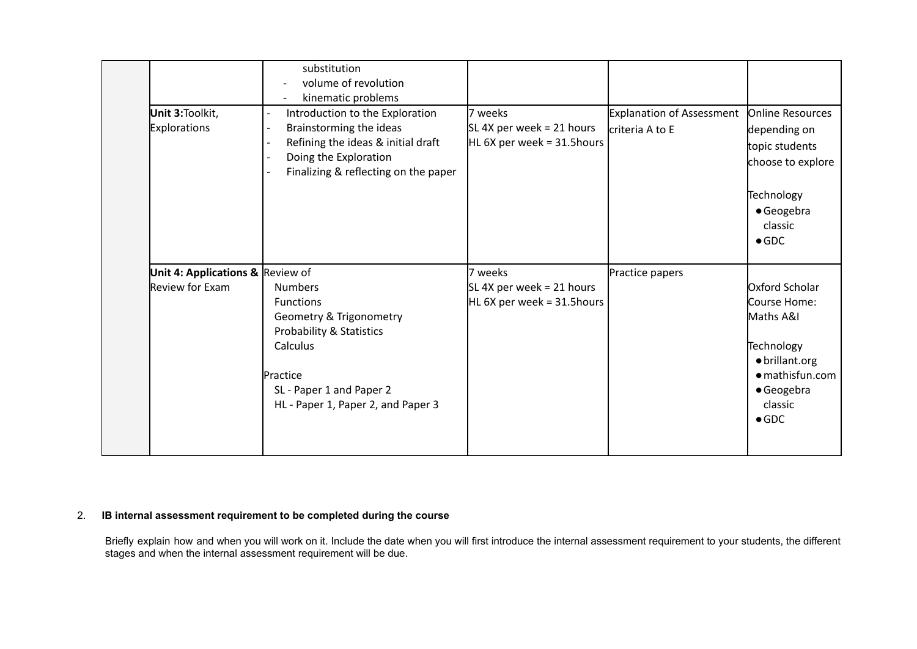| | | | | | |
|---|---|---|---|---|---|
| | | substitution<br>- volume of revolution<br>- kinematic problems | | | |
| | **Unit 3:** Toolkit, Explorations | - Introduction to the Exploration<br>- Brainstorming the ideas<br>- Refining the ideas & initial draft<br>- Doing the Exploration<br>- Finalizing & reflecting on the paper | 7 weeks<br>SL 4X per week = 21 hours<br>HL 6X per week = 31.5hours | Explanation of Assessment criteria A to E | Online Resources depending on topic students choose to explore<br><br>Technology<br>● Geogebra classic<br>● GDC |
| | **Unit 4: Applications &** Review for Exam | Review of<br>Numbers<br>Functions<br>Geometry & Trigonometry<br>Probability & Statistics<br>Calculus<br><br>Practice<br>SL - Paper 1 and Paper 2<br>HL - Paper 1, Paper 2, and Paper 3 | 7 weeks<br>SL 4X per week = 21 hours<br>HL 6X per week = 31.5hours | Practice papers | Oxford Scholar Course Home: Maths A&I<br><br>Technology<br>● brillant.org<br>● mathisfun.com<br>● Geogebra classic<br>● GDC |

2. **IB internal assessment requirement to be completed during the course**

Briefly explain how and when you will work on it. Include the date when you will first introduce the internal assessment requirement to your students, the different stages and when the internal assessment requirement will be due.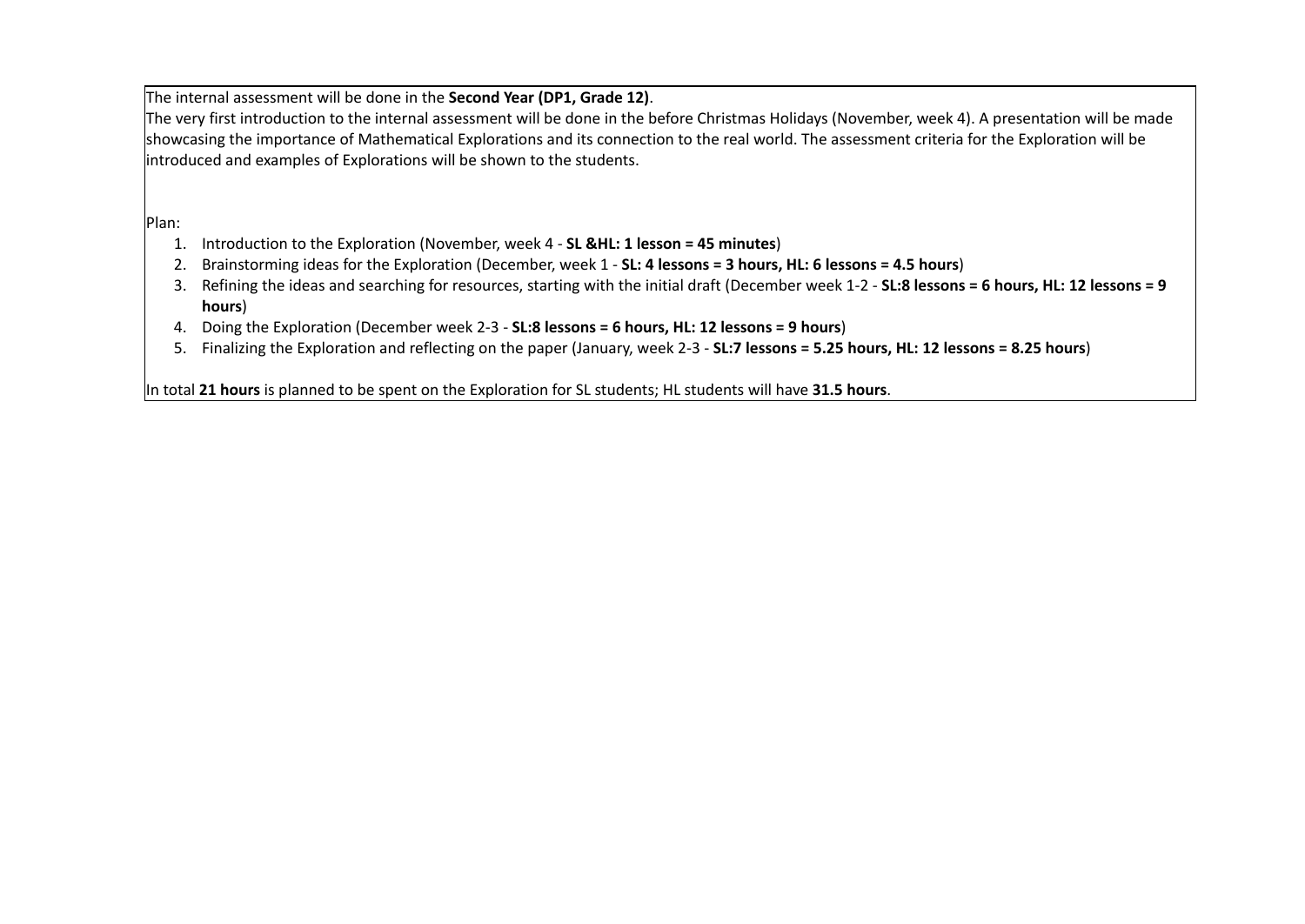The internal assessment will be done in the **Second Year (DP1, Grade 12)**.
The very first introduction to the internal assessment will be done in the before Christmas Holidays (November, week 4). A presentation will be made showcasing the importance of Mathematical Explorations and its connection to the real world. The assessment criteria for the Exploration will be introduced and examples of Explorations will be shown to the students.

Plan:

1. Introduction to the Exploration (November, week 4 - **SL &HL: 1 lesson = 45 minutes**)
2. Brainstorming ideas for the Exploration (December, week 1 - **SL: 4 lessons = 3 hours, HL: 6 lessons = 4.5 hours**)
3. Refining the ideas and searching for resources, starting with the initial draft (December week 1-2 - **SL:8 lessons = 6 hours, HL: 12 lessons = 9 hours**)
4. Doing the Exploration (December week 2-3 - **SL:8 lessons = 6 hours, HL: 12 lessons = 9 hours**)
5. Finalizing the Exploration and reflecting on the paper (January, week 2-3 - **SL:7 lessons = 5.25 hours, HL: 12 lessons = 8.25 hours**)

In total **21 hours** is planned to be spent on the Exploration for SL students; HL students will have **31.5 hours**.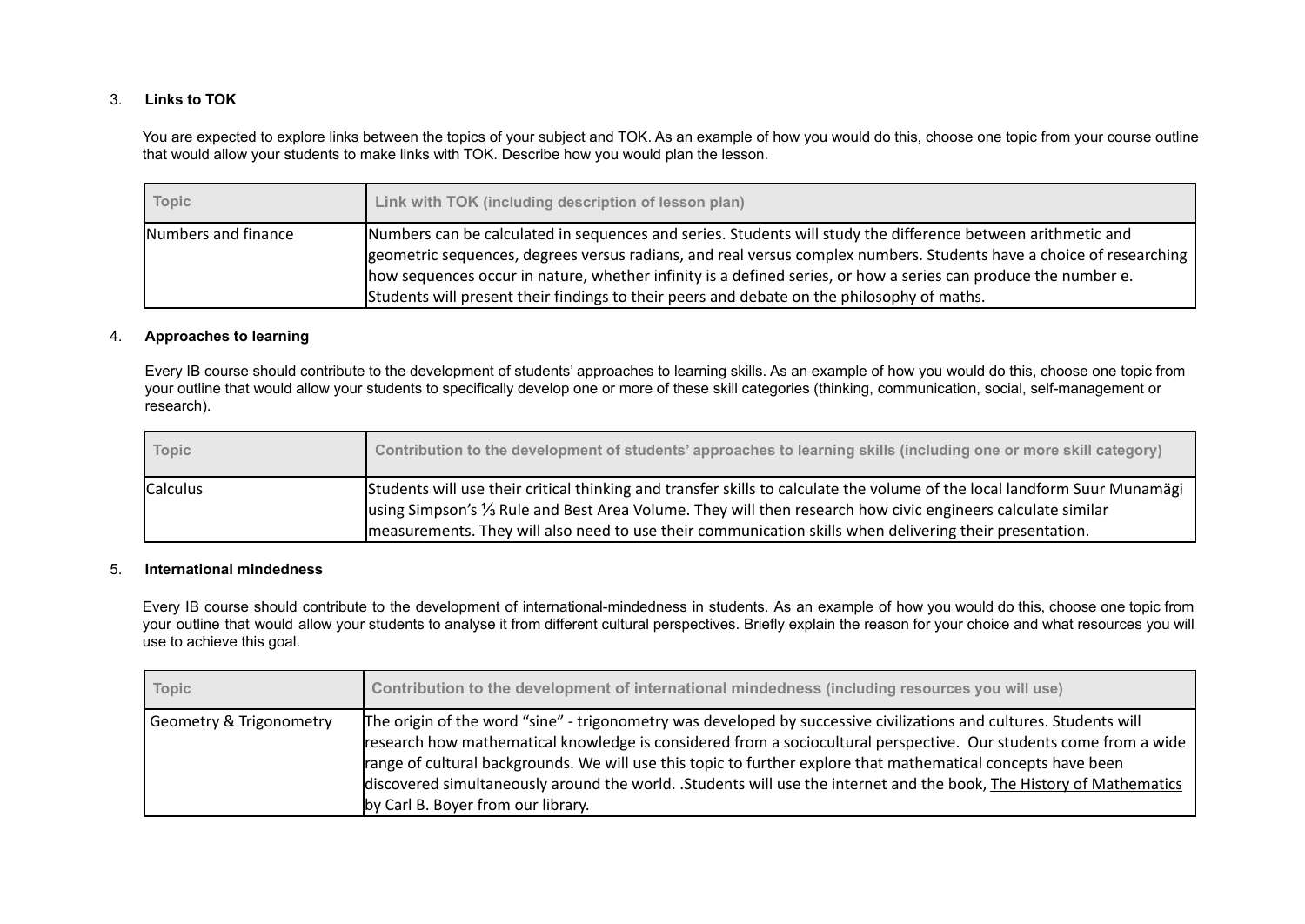3. **Links to TOK**

You are expected to explore links between the topics of your subject and TOK. As an example of how you would do this, choose one topic from your course outline that would allow your students to make links with TOK. Describe how you would plan the lesson.

| Topic | Link with TOK (including description of lesson plan) |
|---|---|
| Numbers and finance | Numbers can be calculated in sequences and series. Students will study the difference between arithmetic and geometric sequences, degrees versus radians, and real versus complex numbers. Students have a choice of researching how sequences occur in nature, whether infinity is a defined series, or how a series can produce the number e. Students will present their findings to their peers and debate on the philosophy of maths. |

4. **Approaches to learning**

Every IB course should contribute to the development of students' approaches to learning skills. As an example of how you would do this, choose one topic from your outline that would allow your students to specifically develop one or more of these skill categories (thinking, communication, social, self-management or research).

| Topic | Contribution to the development of students' approaches to learning skills (including one or more skill category) |
|---|---|
| Calculus | Students will use their critical thinking and transfer skills to calculate the volume of the local landform Suur Munamägi using Simpson's ⅓ Rule and Best Area Volume. They will then research how civic engineers calculate similar measurements. They will also need to use their communication skills when delivering their presentation. |

5. **International mindedness**

Every IB course should contribute to the development of international-mindedness in students. As an example of how you would do this, choose one topic from your outline that would allow your students to analyse it from different cultural perspectives. Briefly explain the reason for your choice and what resources you will use to achieve this goal.

| Topic | Contribution to the development of international mindedness (including resources you will use) |
|---|---|
| Geometry & Trigonometry | The origin of the word "sine" - trigonometry was developed by successive civilizations and cultures. Students will research how mathematical knowledge is considered from a sociocultural perspective. Our students come from a wide range of cultural backgrounds. We will use this topic to further explore that mathematical concepts have been discovered simultaneously around the world. .Students will use the internet and the book, <u>The History of Mathematics</u> by Carl B. Boyer from our library. |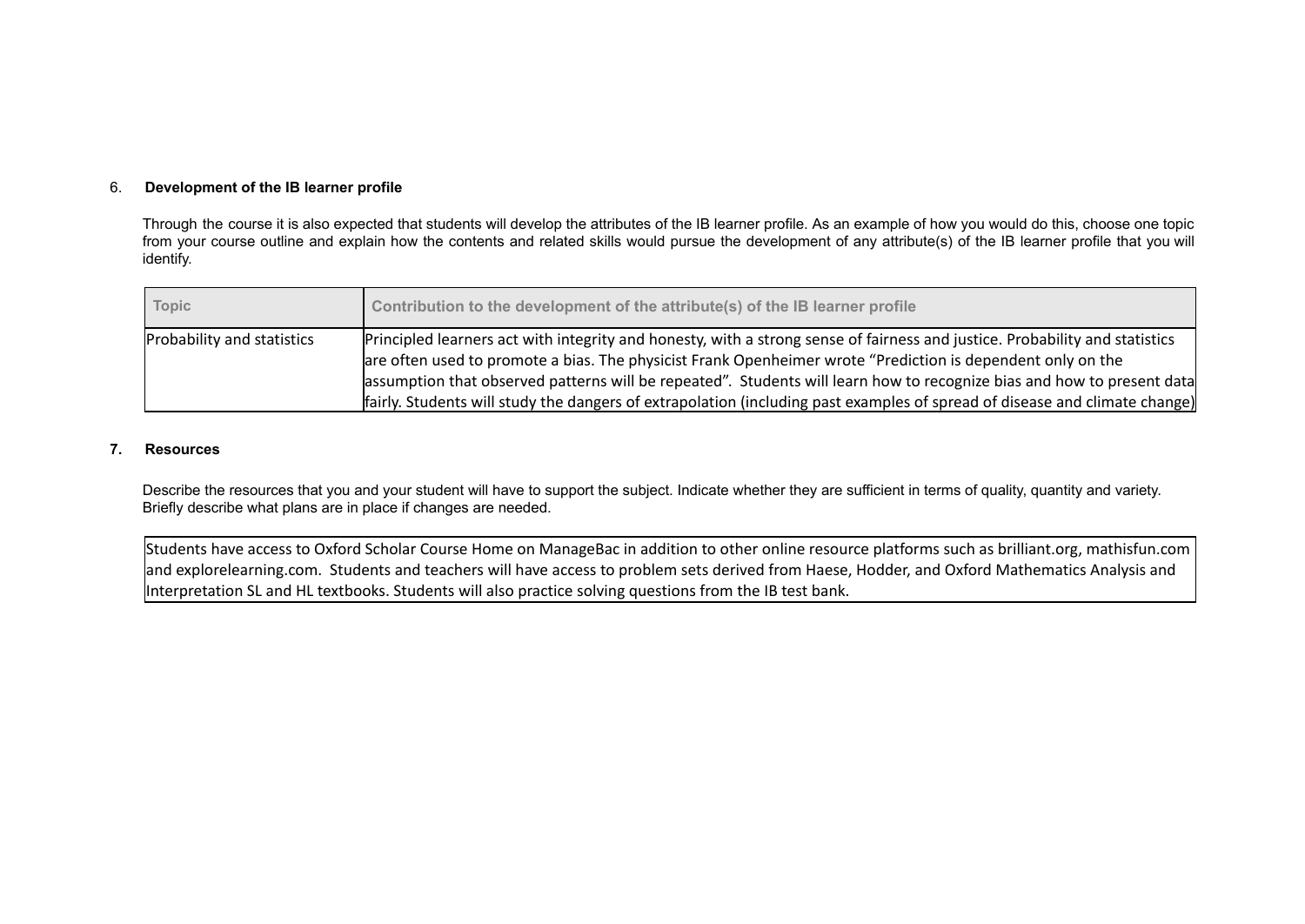## 6. Development of the IB learner profile

Through the course it is also expected that students will develop the attributes of the IB learner profile. As an example of how you would do this, choose one topic from your course outline and explain how the contents and related skills would pursue the development of any attribute(s) of the IB learner profile that you will identify.

| Topic | Contribution to the development of the attribute(s) of the IB learner profile |
|---|---|
| Probability and statistics | Principled learners act with integrity and honesty, with a strong sense of fairness and justice. Probability and statistics are often used to promote a bias. The physicist Frank Openheimer wrote "Prediction is dependent only on the assumption that observed patterns will be repeated". Students will learn how to recognize bias and how to present data fairly. Students will study the dangers of extrapolation (including past examples of spread of disease and climate change) |

## 7. Resources

Describe the resources that you and your student will have to support the subject. Indicate whether they are sufficient in terms of quality, quantity and variety. Briefly describe what plans are in place if changes are needed.

| |
|---|
| Students have access to Oxford Scholar Course Home on ManageBac in addition to other online resource platforms such as brilliant.org, mathisfun.com and explorelearning.com. Students and teachers will have access to problem sets derived from Haese, Hodder, and Oxford Mathematics Analysis and Interpretation SL and HL textbooks. Students will also practice solving questions from the IB test bank. |